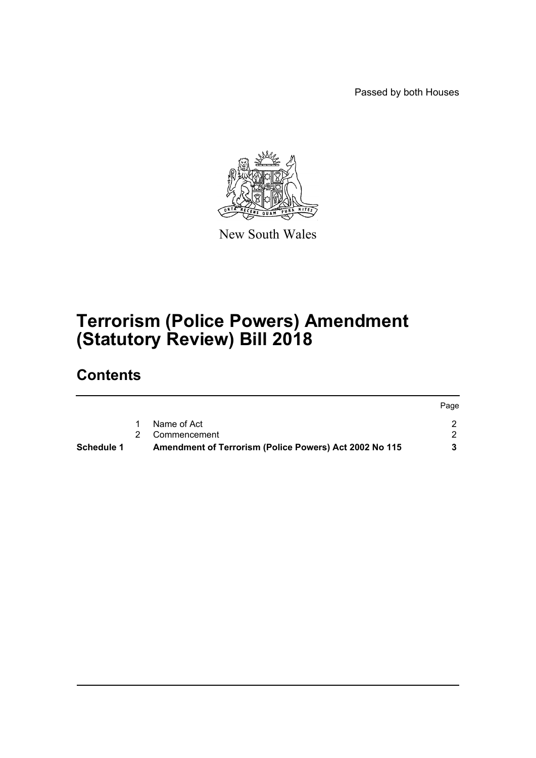Passed by both Houses

New South Wales

# Terrorism (Police Powers) Amendment (Statutory Review) Bill 2018

## Contents

| | | | Page |
|---|---|---|---|
| | 1 | Name of Act | 2 |
| | 2 | Commencement | 2 |
| **Schedule 1** | | **Amendment of Terrorism (Police Powers) Act 2002 No 115** | **3** |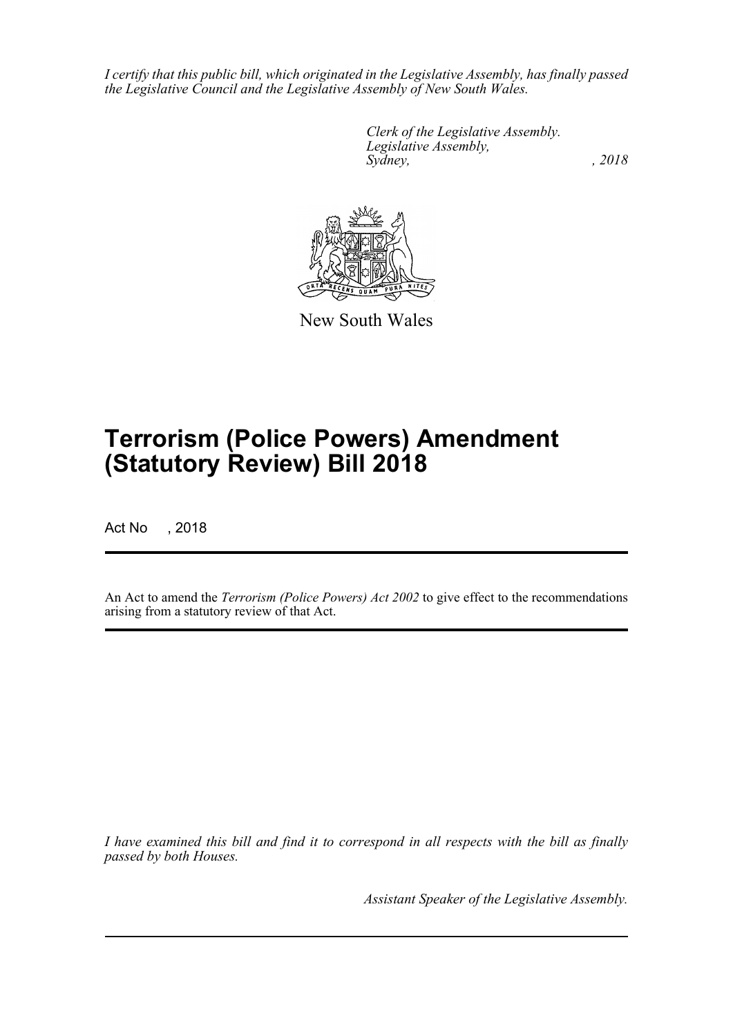*I certify that this public bill, which originated in the Legislative Assembly, has finally passed the Legislative Council and the Legislative Assembly of New South Wales.*

*Clerk of the Legislative Assembly.*
*Legislative Assembly,*
*Sydney, , 2018*

New South Wales

# Terrorism (Police Powers) Amendment (Statutory Review) Bill 2018

Act No , 2018

An Act to amend the *Terrorism (Police Powers) Act 2002* to give effect to the recommendations arising from a statutory review of that Act.

*I have examined this bill and find it to correspond in all respects with the bill as finally passed by both Houses.*

*Assistant Speaker of the Legislative Assembly.*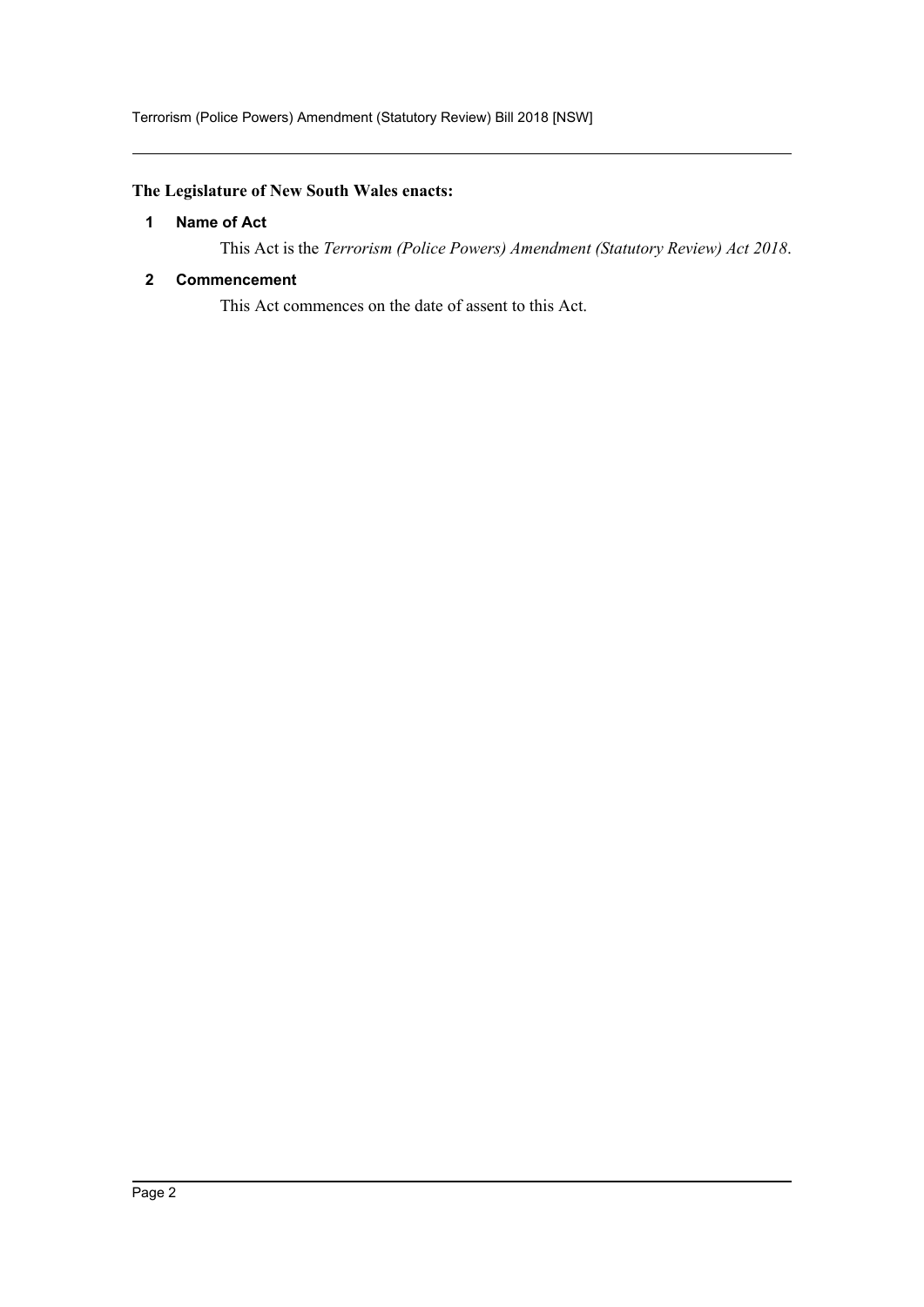**The Legislature of New South Wales enacts:**

### 1 Name of Act

This Act is the *Terrorism (Police Powers) Amendment (Statutory Review) Act 2018*.

### 2 Commencement

This Act commences on the date of assent to this Act.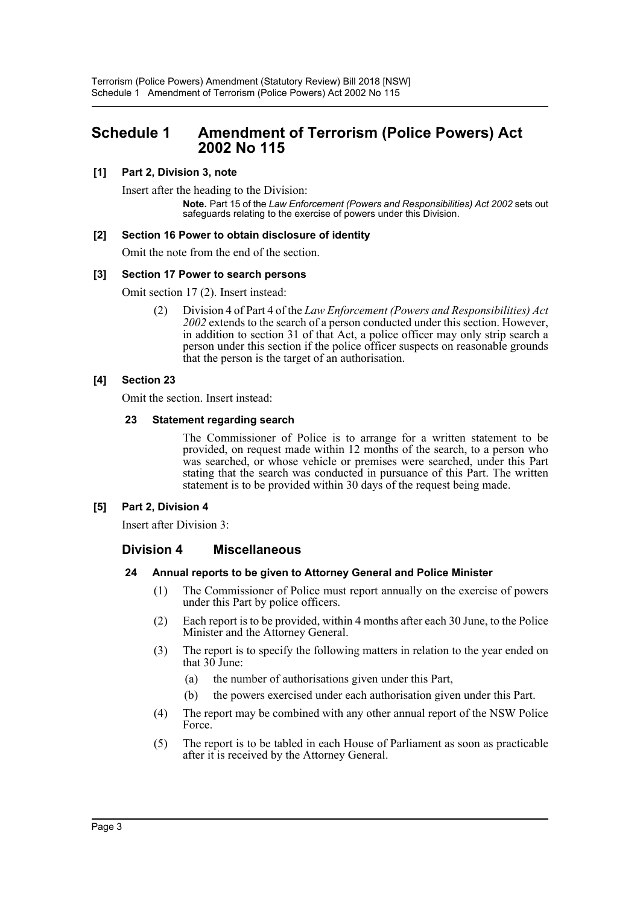# Schedule 1 Amendment of Terrorism (Police Powers) Act 2002 No 115

### [1] Part 2, Division 3, note

Insert after the heading to the Division:

> **Note.** Part 15 of the *Law Enforcement (Powers and Responsibilities) Act 2002* sets out safeguards relating to the exercise of powers under this Division.

### [2] Section 16 Power to obtain disclosure of identity

Omit the note from the end of the section.

### [3] Section 17 Power to search persons

Omit section 17 (2). Insert instead:

> (2) Division 4 of Part 4 of the *Law Enforcement (Powers and Responsibilities) Act 2002* extends to the search of a person conducted under this section. However, in addition to section 31 of that Act, a police officer may only strip search a person under this section if the police officer suspects on reasonable grounds that the person is the target of an authorisation.

### [4] Section 23

Omit the section. Insert instead:

> **23 Statement regarding search**
>
> The Commissioner of Police is to arrange for a written statement to be provided, on request made within 12 months of the search, to a person who was searched, or whose vehicle or premises were searched, under this Part stating that the search was conducted in pursuance of this Part. The written statement is to be provided within 30 days of the request being made.

### [5] Part 2, Division 4

Insert after Division 3:

> ## Division 4 Miscellaneous
>
> **24 Annual reports to be given to Attorney General and Police Minister**
>
> (1) The Commissioner of Police must report annually on the exercise of powers under this Part by police officers.
>
> (2) Each report is to be provided, within 4 months after each 30 June, to the Police Minister and the Attorney General.
>
> (3) The report is to specify the following matters in relation to the year ended on that 30 June:
>
> (a) the number of authorisations given under this Part,
>
> (b) the powers exercised under each authorisation given under this Part.
>
> (4) The report may be combined with any other annual report of the NSW Police Force.
>
> (5) The report is to be tabled in each House of Parliament as soon as practicable after it is received by the Attorney General.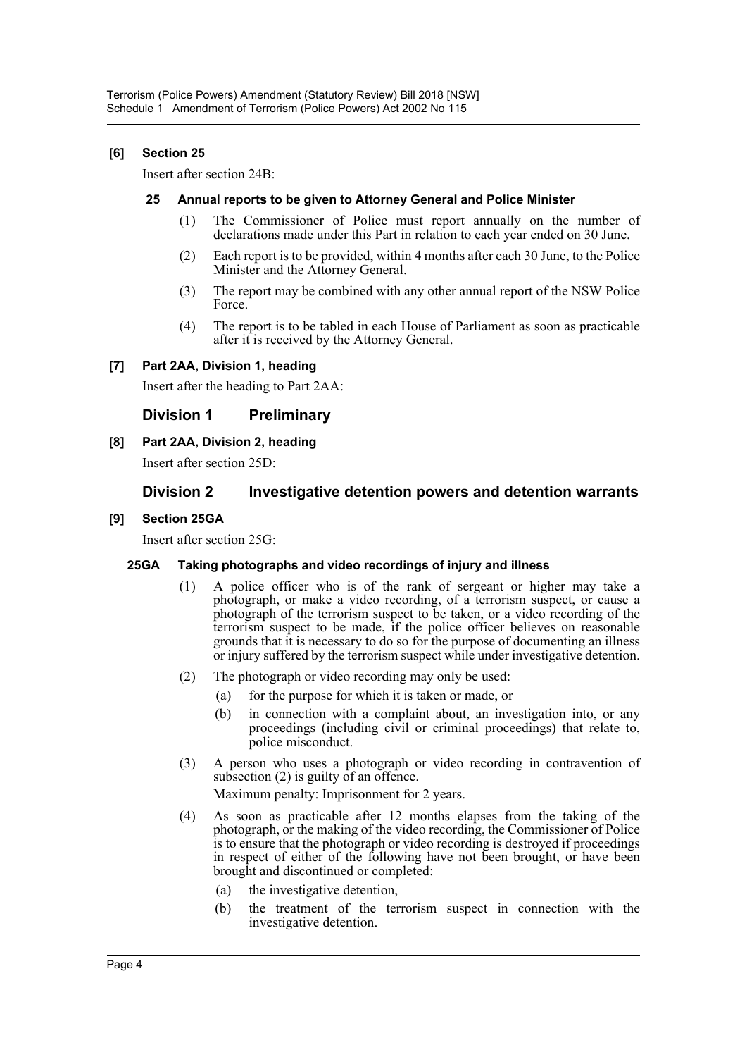**[6] Section 25**

Insert after section 24B:

**25 Annual reports to be given to Attorney General and Police Minister**

(1) The Commissioner of Police must report annually on the number of declarations made under this Part in relation to each year ended on 30 June.

(2) Each report is to be provided, within 4 months after each 30 June, to the Police Minister and the Attorney General.

(3) The report may be combined with any other annual report of the NSW Police Force.

(4) The report is to be tabled in each House of Parliament as soon as practicable after it is received by the Attorney General.

**[7] Part 2AA, Division 1, heading**

Insert after the heading to Part 2AA:

## Division 1 Preliminary

**[8] Part 2AA, Division 2, heading**

Insert after section 25D:

## Division 2 Investigative detention powers and detention warrants

**[9] Section 25GA**

Insert after section 25G:

**25GA Taking photographs and video recordings of injury and illness**

(1) A police officer who is of the rank of sergeant or higher may take a photograph, or make a video recording, of a terrorism suspect, or cause a photograph of the terrorism suspect to be taken, or a video recording of the terrorism suspect to be made, if the police officer believes on reasonable grounds that it is necessary to do so for the purpose of documenting an illness or injury suffered by the terrorism suspect while under investigative detention.

(2) The photograph or video recording may only be used:

(a) for the purpose for which it is taken or made, or

(b) in connection with a complaint about, an investigation into, or any proceedings (including civil or criminal proceedings) that relate to, police misconduct.

(3) A person who uses a photograph or video recording in contravention of subsection (2) is guilty of an offence.

Maximum penalty: Imprisonment for 2 years.

(4) As soon as practicable after 12 months elapses from the taking of the photograph, or the making of the video recording, the Commissioner of Police is to ensure that the photograph or video recording is destroyed if proceedings in respect of either of the following have not been brought, or have been brought and discontinued or completed:

(a) the investigative detention,

(b) the treatment of the terrorism suspect in connection with the investigative detention.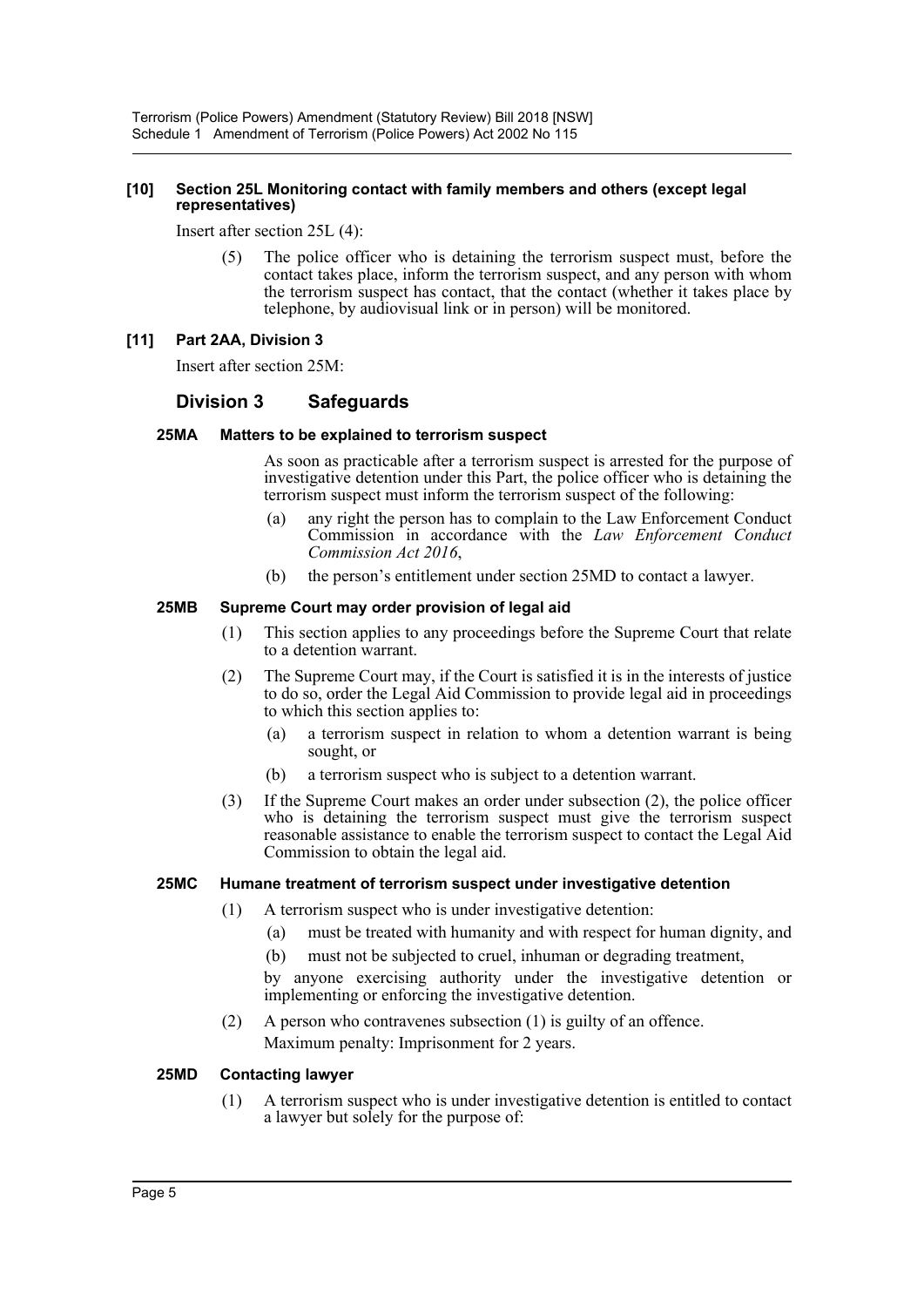**[10] Section 25L Monitoring contact with family members and others (except legal representatives)**

Insert after section 25L (4):

(5) The police officer who is detaining the terrorism suspect must, before the contact takes place, inform the terrorism suspect, and any person with whom the terrorism suspect has contact, that the contact (whether it takes place by telephone, by audiovisual link or in person) will be monitored.

**[11] Part 2AA, Division 3**

Insert after section 25M:

## Division 3 Safeguards

### 25MA Matters to be explained to terrorism suspect

As soon as practicable after a terrorism suspect is arrested for the purpose of investigative detention under this Part, the police officer who is detaining the terrorism suspect must inform the terrorism suspect of the following:

(a) any right the person has to complain to the Law Enforcement Conduct Commission in accordance with the *Law Enforcement Conduct Commission Act 2016*,

(b) the person's entitlement under section 25MD to contact a lawyer.

### 25MB Supreme Court may order provision of legal aid

(1) This section applies to any proceedings before the Supreme Court that relate to a detention warrant.

(2) The Supreme Court may, if the Court is satisfied it is in the interests of justice to do so, order the Legal Aid Commission to provide legal aid in proceedings to which this section applies to:

(a) a terrorism suspect in relation to whom a detention warrant is being sought, or

(b) a terrorism suspect who is subject to a detention warrant.

(3) If the Supreme Court makes an order under subsection (2), the police officer who is detaining the terrorism suspect must give the terrorism suspect reasonable assistance to enable the terrorism suspect to contact the Legal Aid Commission to obtain the legal aid.

### 25MC Humane treatment of terrorism suspect under investigative detention

(1) A terrorism suspect who is under investigative detention:

(a) must be treated with humanity and with respect for human dignity, and

(b) must not be subjected to cruel, inhuman or degrading treatment,

by anyone exercising authority under the investigative detention or implementing or enforcing the investigative detention.

(2) A person who contravenes subsection (1) is guilty of an offence.

Maximum penalty: Imprisonment for 2 years.

### 25MD Contacting lawyer

(1) A terrorism suspect who is under investigative detention is entitled to contact a lawyer but solely for the purpose of: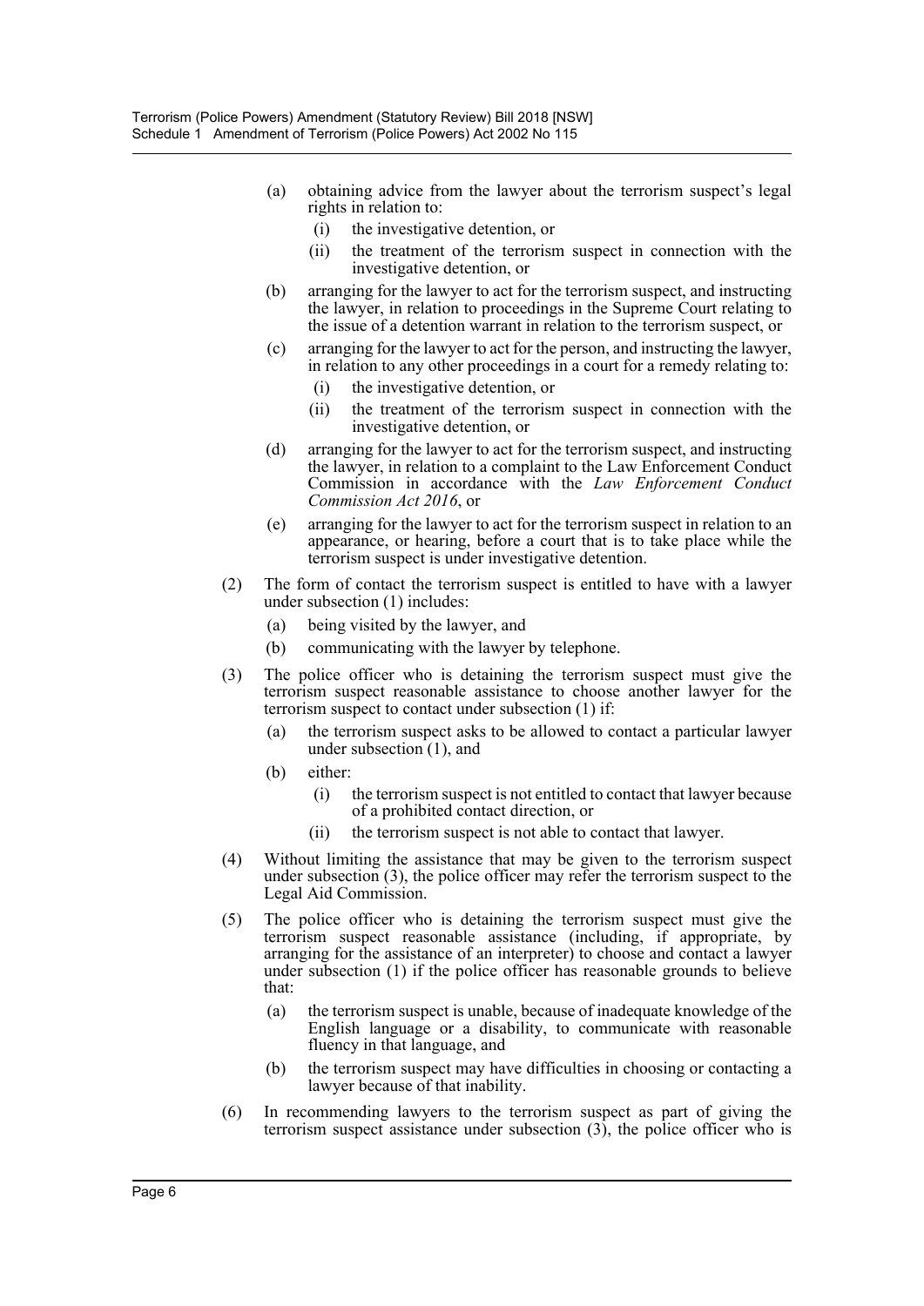(a) obtaining advice from the lawyer about the terrorism suspect's legal rights in relation to:

   (i) the investigative detention, or

   (ii) the treatment of the terrorism suspect in connection with the investigative detention, or

(b) arranging for the lawyer to act for the terrorism suspect, and instructing the lawyer, in relation to proceedings in the Supreme Court relating to the issue of a detention warrant in relation to the terrorism suspect, or

(c) arranging for the lawyer to act for the person, and instructing the lawyer, in relation to any other proceedings in a court for a remedy relating to:

   (i) the investigative detention, or

   (ii) the treatment of the terrorism suspect in connection with the investigative detention, or

(d) arranging for the lawyer to act for the terrorism suspect, and instructing the lawyer, in relation to a complaint to the Law Enforcement Conduct Commission in accordance with the *Law Enforcement Conduct Commission Act 2016*, or

(e) arranging for the lawyer to act for the terrorism suspect in relation to an appearance, or hearing, before a court that is to take place while the terrorism suspect is under investigative detention.

(2) The form of contact the terrorism suspect is entitled to have with a lawyer under subsection (1) includes:

   (a) being visited by the lawyer, and

   (b) communicating with the lawyer by telephone.

(3) The police officer who is detaining the terrorism suspect must give the terrorism suspect reasonable assistance to choose another lawyer for the terrorism suspect to contact under subsection (1) if:

   (a) the terrorism suspect asks to be allowed to contact a particular lawyer under subsection (1), and

   (b) either:

      (i) the terrorism suspect is not entitled to contact that lawyer because of a prohibited contact direction, or

      (ii) the terrorism suspect is not able to contact that lawyer.

(4) Without limiting the assistance that may be given to the terrorism suspect under subsection (3), the police officer may refer the terrorism suspect to the Legal Aid Commission.

(5) The police officer who is detaining the terrorism suspect must give the terrorism suspect reasonable assistance (including, if appropriate, by arranging for the assistance of an interpreter) to choose and contact a lawyer under subsection (1) if the police officer has reasonable grounds to believe that:

   (a) the terrorism suspect is unable, because of inadequate knowledge of the English language or a disability, to communicate with reasonable fluency in that language, and

   (b) the terrorism suspect may have difficulties in choosing or contacting a lawyer because of that inability.

(6) In recommending lawyers to the terrorism suspect as part of giving the terrorism suspect assistance under subsection (3), the police officer who is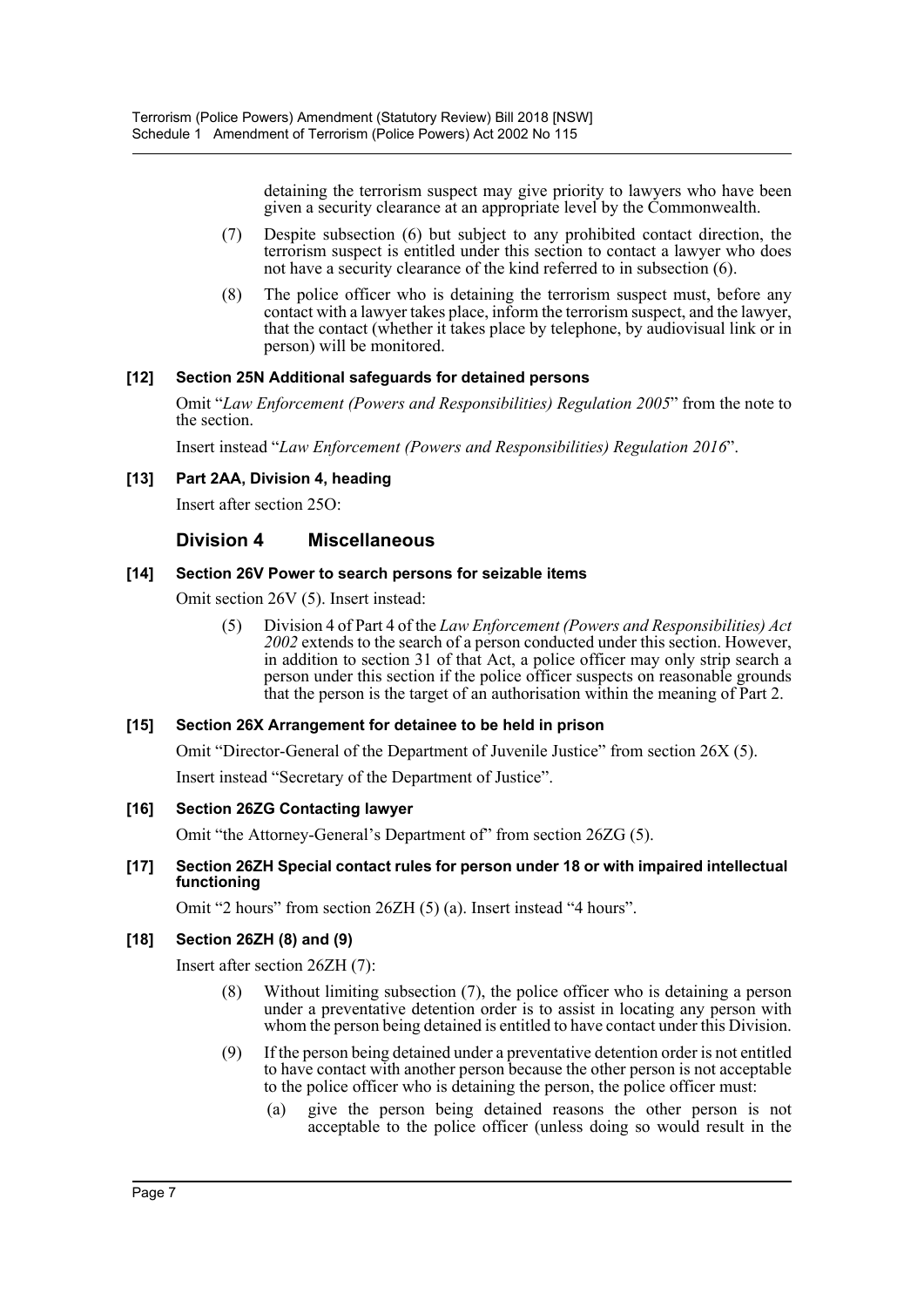detaining the terrorism suspect may give priority to lawyers who have been given a security clearance at an appropriate level by the Commonwealth.

(7) Despite subsection (6) but subject to any prohibited contact direction, the terrorism suspect is entitled under this section to contact a lawyer who does not have a security clearance of the kind referred to in subsection (6).

(8) The police officer who is detaining the terrorism suspect must, before any contact with a lawyer takes place, inform the terrorism suspect, and the lawyer, that the contact (whether it takes place by telephone, by audiovisual link or in person) will be monitored.

#### [12] Section 25N Additional safeguards for detained persons

Omit "*Law Enforcement (Powers and Responsibilities) Regulation 2005*" from the note to the section.

Insert instead "*Law Enforcement (Powers and Responsibilities) Regulation 2016*".

#### [13] Part 2AA, Division 4, heading

Insert after section 25O:

### Division 4 Miscellaneous

#### [14] Section 26V Power to search persons for seizable items

Omit section 26V (5). Insert instead:

(5) Division 4 of Part 4 of the *Law Enforcement (Powers and Responsibilities) Act 2002* extends to the search of a person conducted under this section. However, in addition to section 31 of that Act, a police officer may only strip search a person under this section if the police officer suspects on reasonable grounds that the person is the target of an authorisation within the meaning of Part 2.

#### [15] Section 26X Arrangement for detainee to be held in prison

Omit "Director-General of the Department of Juvenile Justice" from section 26X (5).

Insert instead "Secretary of the Department of Justice".

#### [16] Section 26ZG Contacting lawyer

Omit "the Attorney-General's Department of" from section 26ZG (5).

#### [17] Section 26ZH Special contact rules for person under 18 or with impaired intellectual functioning

Omit "2 hours" from section 26ZH (5) (a). Insert instead "4 hours".

#### [18] Section 26ZH (8) and (9)

Insert after section 26ZH (7):

(8) Without limiting subsection (7), the police officer who is detaining a person under a preventative detention order is to assist in locating any person with whom the person being detained is entitled to have contact under this Division.

(9) If the person being detained under a preventative detention order is not entitled to have contact with another person because the other person is not acceptable to the police officer who is detaining the person, the police officer must:

(a) give the person being detained reasons the other person is not acceptable to the police officer (unless doing so would result in the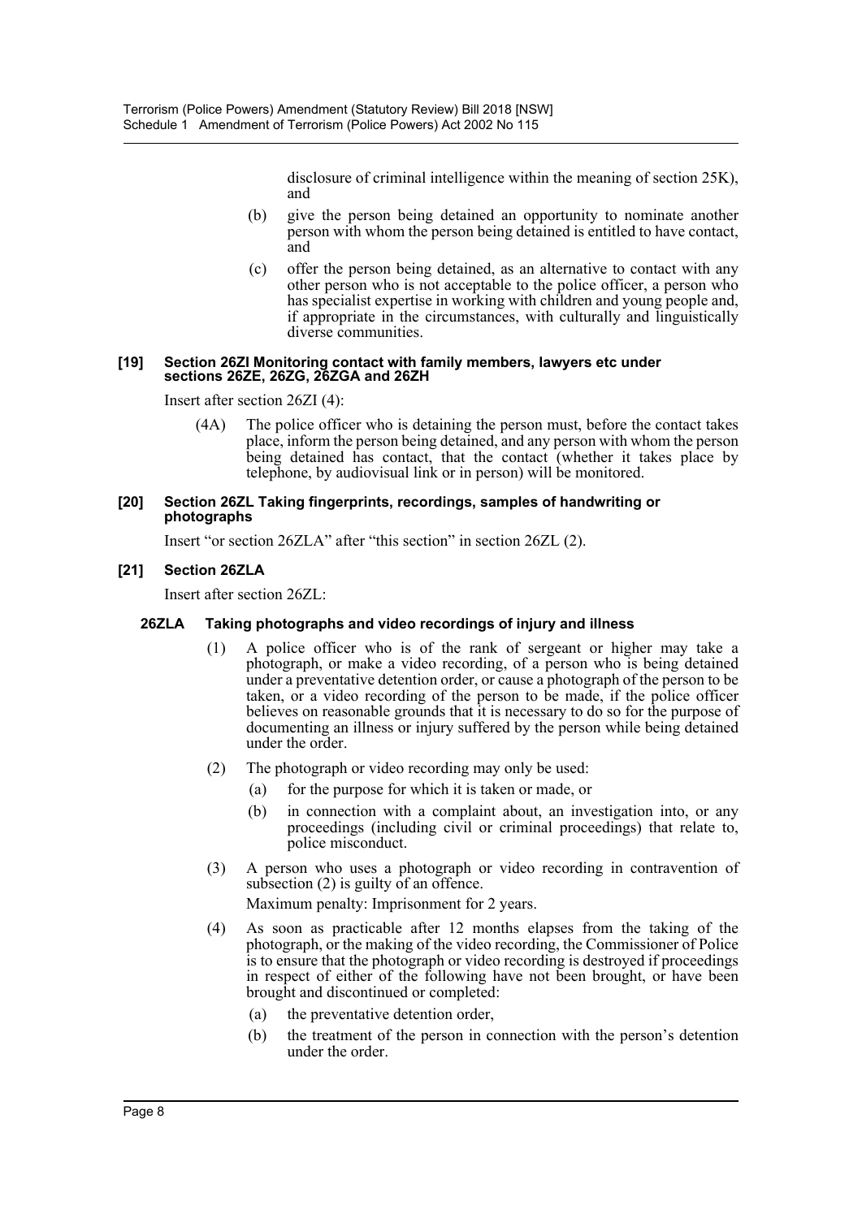disclosure of criminal intelligence within the meaning of section 25K), and

(b) give the person being detained an opportunity to nominate another person with whom the person being detained is entitled to have contact, and

(c) offer the person being detained, as an alternative to contact with any other person who is not acceptable to the police officer, a person who has specialist expertise in working with children and young people and, if appropriate in the circumstances, with culturally and linguistically diverse communities.

#### [19] Section 26ZI Monitoring contact with family members, lawyers etc under sections 26ZE, 26ZG, 26ZGA and 26ZH

Insert after section 26ZI (4):

(4A) The police officer who is detaining the person must, before the contact takes place, inform the person being detained, and any person with whom the person being detained has contact, that the contact (whether it takes place by telephone, by audiovisual link or in person) will be monitored.

#### [20] Section 26ZL Taking fingerprints, recordings, samples of handwriting or photographs

Insert "or section 26ZLA" after "this section" in section 26ZL (2).

#### [21] Section 26ZLA

Insert after section 26ZL:

**26ZLA Taking photographs and video recordings of injury and illness**

(1) A police officer who is of the rank of sergeant or higher may take a photograph, or make a video recording, of a person who is being detained under a preventative detention order, or cause a photograph of the person to be taken, or a video recording of the person to be made, if the police officer believes on reasonable grounds that it is necessary to do so for the purpose of documenting an illness or injury suffered by the person while being detained under the order.

(2) The photograph or video recording may only be used:

(a) for the purpose for which it is taken or made, or

(b) in connection with a complaint about, an investigation into, or any proceedings (including civil or criminal proceedings) that relate to, police misconduct.

(3) A person who uses a photograph or video recording in contravention of subsection (2) is guilty of an offence.

Maximum penalty: Imprisonment for 2 years.

(4) As soon as practicable after 12 months elapses from the taking of the photograph, or the making of the video recording, the Commissioner of Police is to ensure that the photograph or video recording is destroyed if proceedings in respect of either of the following have not been brought, or have been brought and discontinued or completed:

(a) the preventative detention order,

(b) the treatment of the person in connection with the person's detention under the order.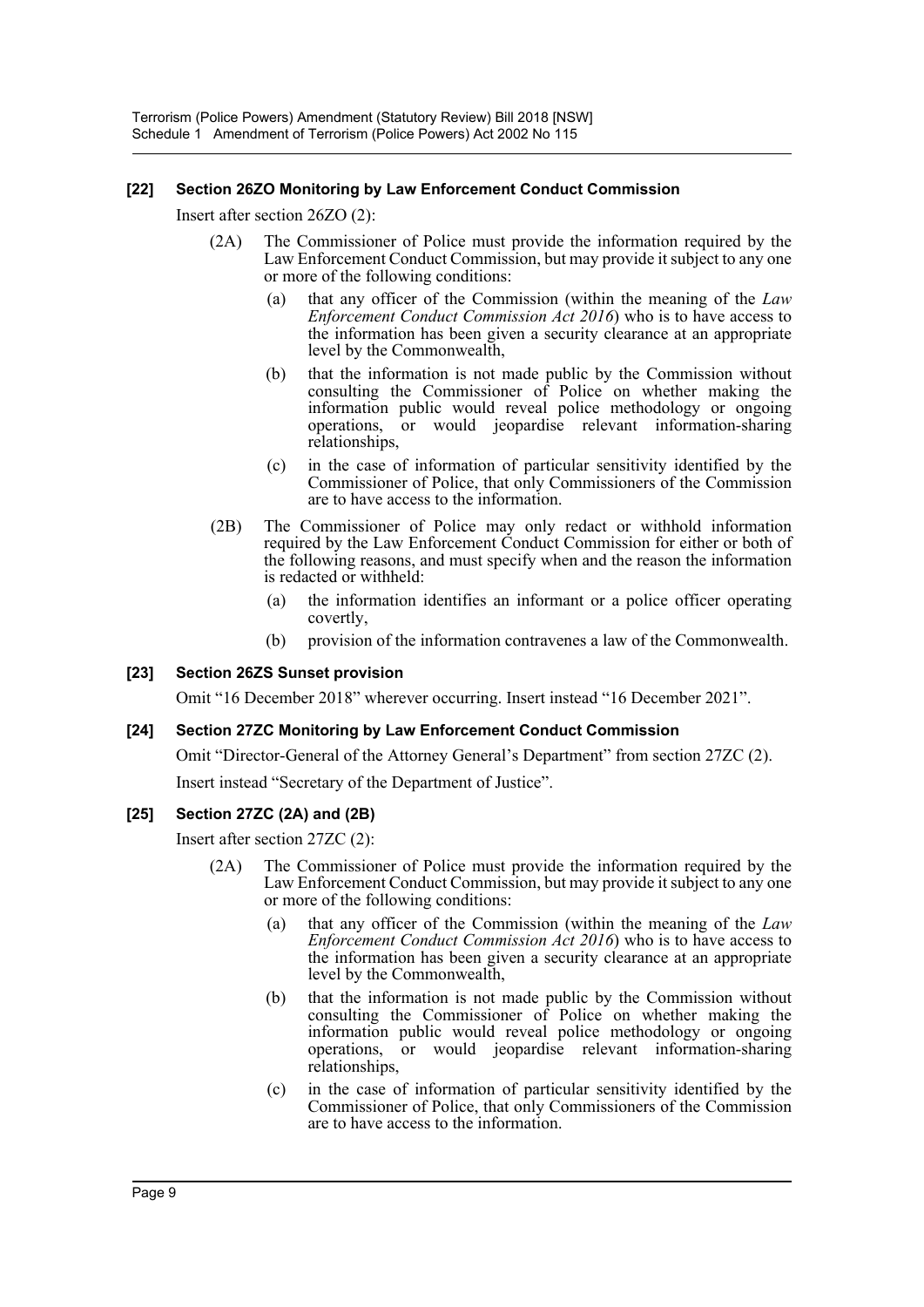#### [22] Section 26ZO Monitoring by Law Enforcement Conduct Commission

Insert after section 26ZO (2):

(2A) The Commissioner of Police must provide the information required by the Law Enforcement Conduct Commission, but may provide it subject to any one or more of the following conditions:

(a) that any officer of the Commission (within the meaning of the *Law Enforcement Conduct Commission Act 2016*) who is to have access to the information has been given a security clearance at an appropriate level by the Commonwealth,

(b) that the information is not made public by the Commission without consulting the Commissioner of Police on whether making the information public would reveal police methodology or ongoing operations, or would jeopardise relevant information-sharing relationships,

(c) in the case of information of particular sensitivity identified by the Commissioner of Police, that only Commissioners of the Commission are to have access to the information.

(2B) The Commissioner of Police may only redact or withhold information required by the Law Enforcement Conduct Commission for either or both of the following reasons, and must specify when and the reason the information is redacted or withheld:

(a) the information identifies an informant or a police officer operating covertly,

(b) provision of the information contravenes a law of the Commonwealth.

#### [23] Section 26ZS Sunset provision

Omit "16 December 2018" wherever occurring. Insert instead "16 December 2021".

#### [24] Section 27ZC Monitoring by Law Enforcement Conduct Commission

Omit "Director-General of the Attorney General's Department" from section 27ZC (2).

Insert instead "Secretary of the Department of Justice".

#### [25] Section 27ZC (2A) and (2B)

Insert after section 27ZC (2):

(2A) The Commissioner of Police must provide the information required by the Law Enforcement Conduct Commission, but may provide it subject to any one or more of the following conditions:

(a) that any officer of the Commission (within the meaning of the *Law Enforcement Conduct Commission Act 2016*) who is to have access to the information has been given a security clearance at an appropriate level by the Commonwealth,

(b) that the information is not made public by the Commission without consulting the Commissioner of Police on whether making the information public would reveal police methodology or ongoing operations, or would jeopardise relevant information-sharing relationships,

(c) in the case of information of particular sensitivity identified by the Commissioner of Police, that only Commissioners of the Commission are to have access to the information.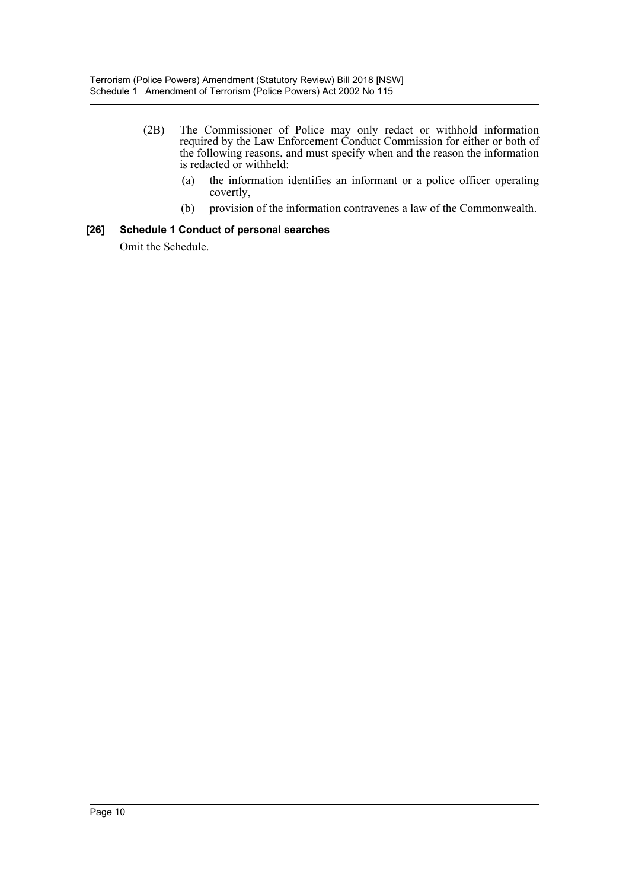(2B) The Commissioner of Police may only redact or withhold information required by the Law Enforcement Conduct Commission for either or both of the following reasons, and must specify when and the reason the information is redacted or withheld:

(a) the information identifies an informant or a police officer operating covertly,

(b) provision of the information contravenes a law of the Commonwealth.

**[26] Schedule 1 Conduct of personal searches**

Omit the Schedule.